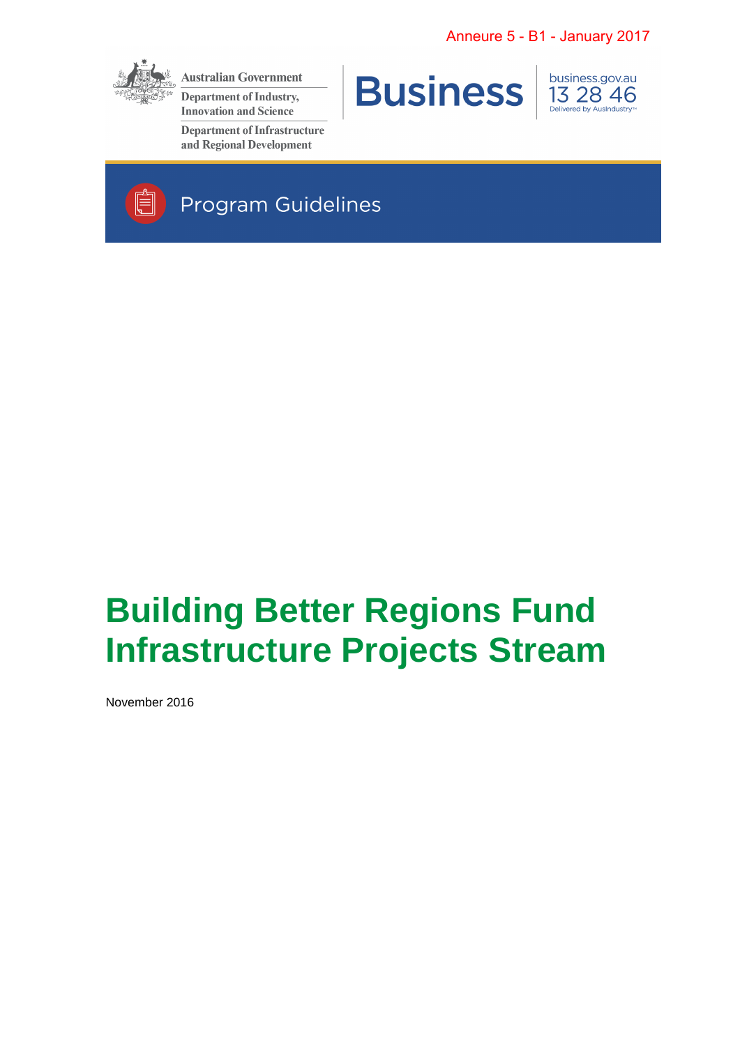Anneure 5 - B1 - January 2017

Australian Government
Department of Industry, Innovation and Science
Department of Infrastructure and Regional Development

Business

business.gov.au
13 28 46
Delivered by AusIndustry™

Program Guidelines

# Building Better Regions Fund Infrastructure Projects Stream

November 2016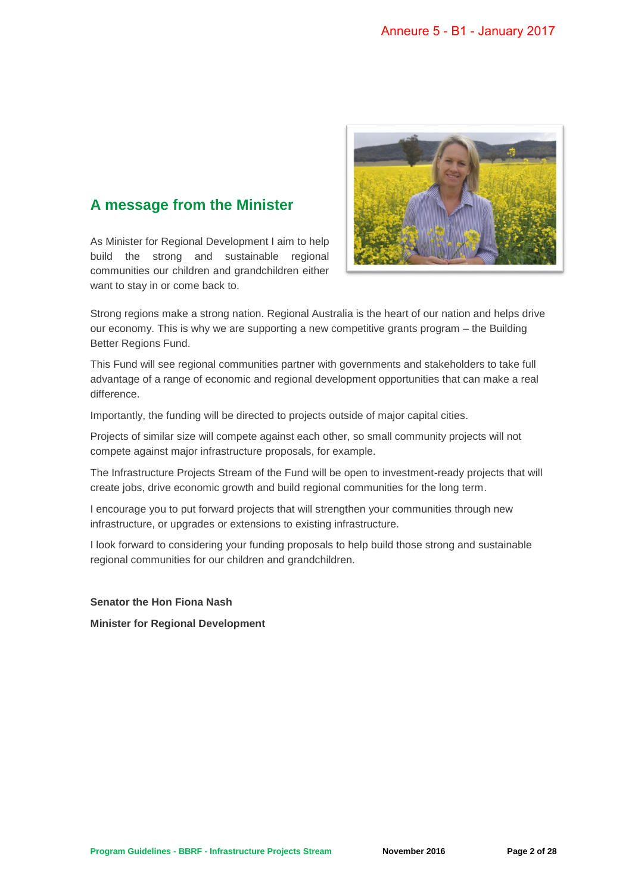## A message from the Minister

As Minister for Regional Development I aim to help build the strong and sustainable regional communities our children and grandchildren either want to stay in or come back to.

Strong regions make a strong nation. Regional Australia is the heart of our nation and helps drive our economy. This is why we are supporting a new competitive grants program – the Building Better Regions Fund.

This Fund will see regional communities partner with governments and stakeholders to take full advantage of a range of economic and regional development opportunities that can make a real difference.

Importantly, the funding will be directed to projects outside of major capital cities.

Projects of similar size will compete against each other, so small community projects will not compete against major infrastructure proposals, for example.

The Infrastructure Projects Stream of the Fund will be open to investment-ready projects that will create jobs, drive economic growth and build regional communities for the long term.

I encourage you to put forward projects that will strengthen your communities through new infrastructure, or upgrades or extensions to existing infrastructure.

I look forward to considering your funding proposals to help build those strong and sustainable regional communities for our children and grandchildren.

**Senator the Hon Fiona Nash**

**Minister for Regional Development**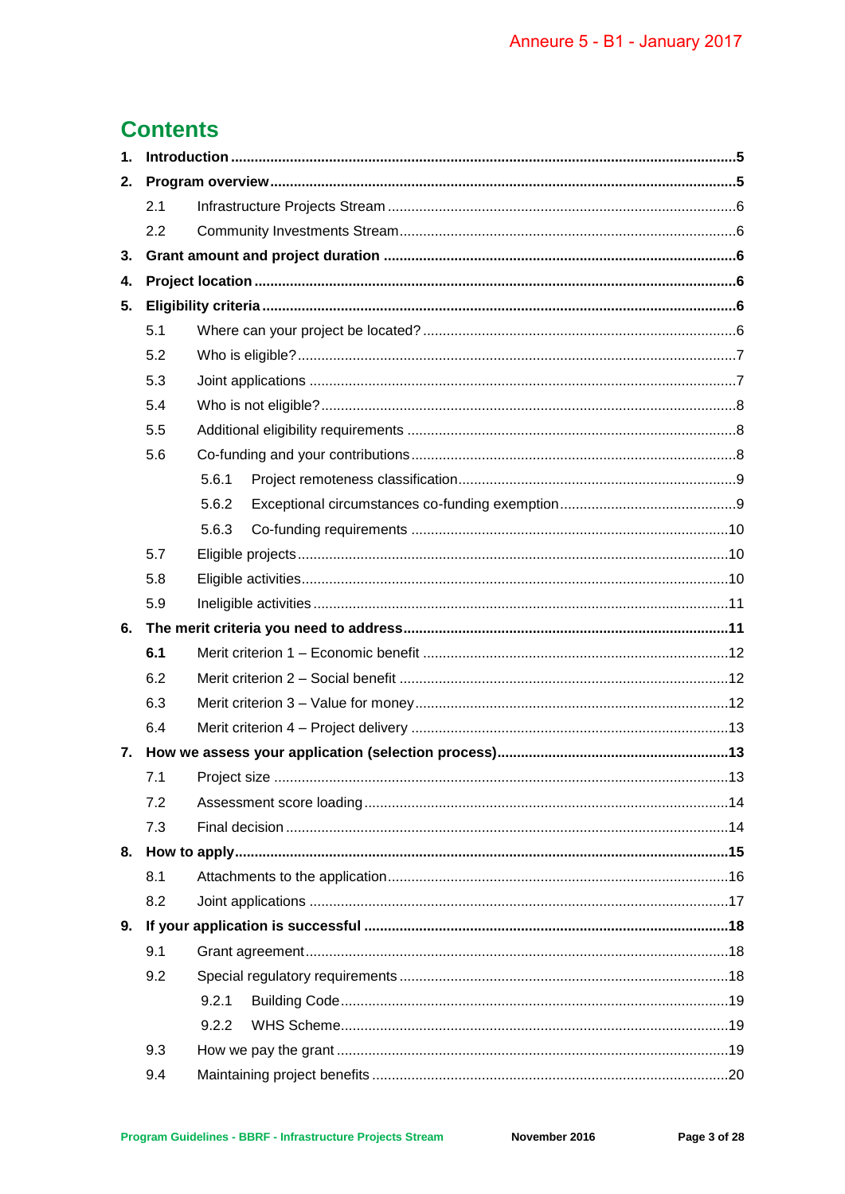# Contents

**1. Introduction** ..... **5**

**2. Program overview** ..... **5**

- 2.1 Infrastructure Projects Stream ..... 6
- 2.2 Community Investments Stream ..... 6

**3. Grant amount and project duration** ..... **6**

**4. Project location** ..... **6**

**5. Eligibility criteria** ..... **6**

- 5.1 Where can your project be located? ..... 6
- 5.2 Who is eligible? ..... 7
- 5.3 Joint applications ..... 7
- 5.4 Who is not eligible? ..... 8
- 5.5 Additional eligibility requirements ..... 8
- 5.6 Co-funding and your contributions ..... 8
  - 5.6.1 Project remoteness classification ..... 9
  - 5.6.2 Exceptional circumstances co-funding exemption ..... 9
  - 5.6.3 Co-funding requirements ..... 10
- 5.7 Eligible projects ..... 10
- 5.8 Eligible activities ..... 10
- 5.9 Ineligible activities ..... 11

**6. The merit criteria you need to address** ..... **11**

- **6.1** Merit criterion 1 – Economic benefit ..... 12
- 6.2 Merit criterion 2 – Social benefit ..... 12
- 6.3 Merit criterion 3 – Value for money ..... 12
- 6.4 Merit criterion 4 – Project delivery ..... 13

**7. How we assess your application (selection process)** ..... **13**

- 7.1 Project size ..... 13
- 7.2 Assessment score loading ..... 14
- 7.3 Final decision ..... 14

**8. How to apply** ..... **15**

- 8.1 Attachments to the application ..... 16
- 8.2 Joint applications ..... 17

**9. If your application is successful** ..... **18**

- 9.1 Grant agreement ..... 18
- 9.2 Special regulatory requirements ..... 18
  - 9.2.1 Building Code ..... 19
  - 9.2.2 WHS Scheme ..... 19
- 9.3 How we pay the grant ..... 19
- 9.4 Maintaining project benefits ..... 20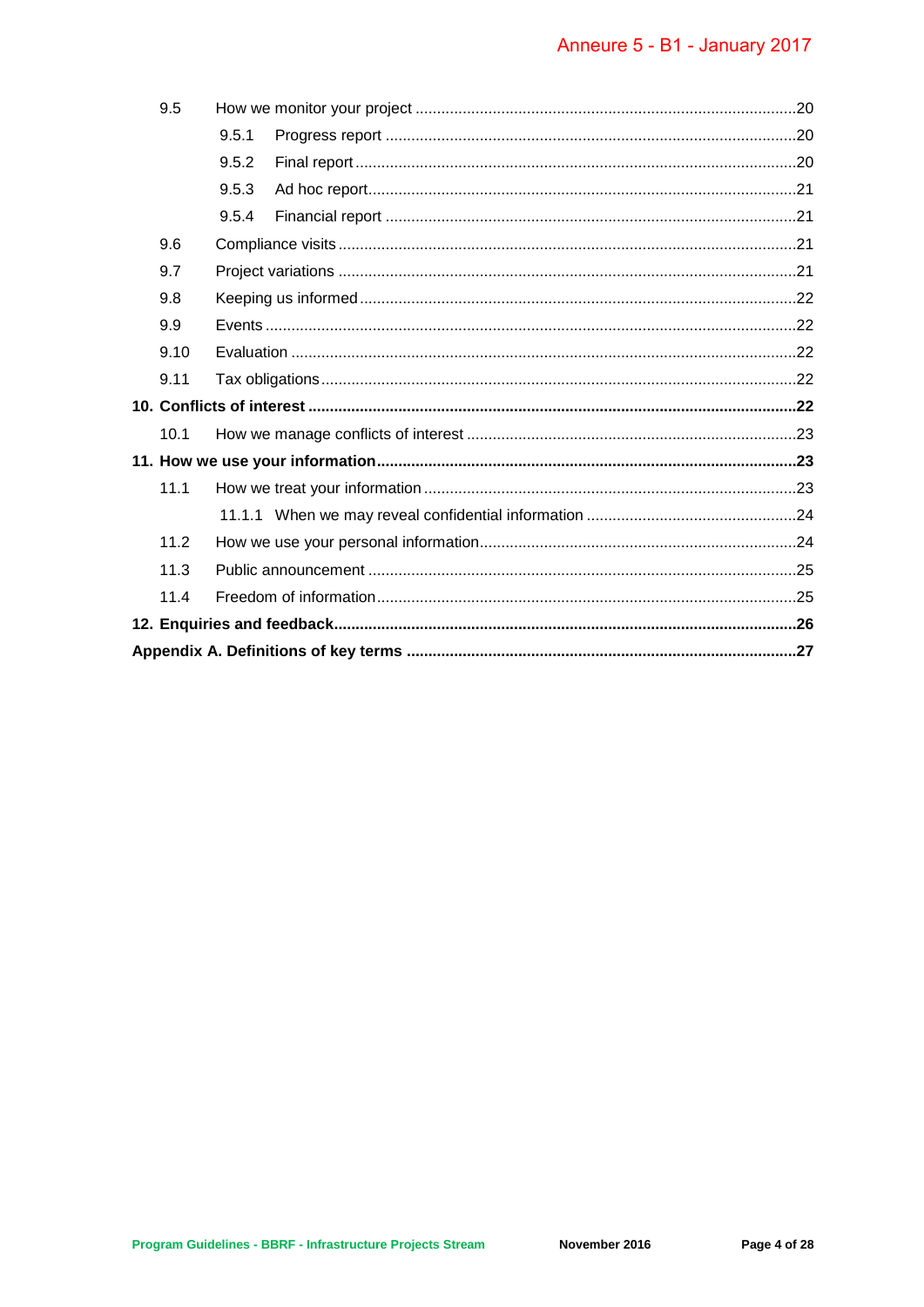- 9.5 How we monitor your project ........ 20
  - 9.5.1 Progress report ........ 20
  - 9.5.2 Final report ........ 20
  - 9.5.3 Ad hoc report ........ 21
  - 9.5.4 Financial report ........ 21
- 9.6 Compliance visits ........ 21
- 9.7 Project variations ........ 21
- 9.8 Keeping us informed ........ 22
- 9.9 Events ........ 22
- 9.10 Evaluation ........ 22
- 9.11 Tax obligations ........ 22

**10. Conflicts of interest ........ 22**

- 10.1 How we manage conflicts of interest ........ 23

**11. How we use your information ........ 23**

- 11.1 How we treat your information ........ 23
  - 11.1.1 When we may reveal confidential information ........ 24
- 11.2 How we use your personal information ........ 24
- 11.3 Public announcement ........ 25
- 11.4 Freedom of information ........ 25

**12. Enquiries and feedback ........ 26**

**Appendix A. Definitions of key terms ........ 27**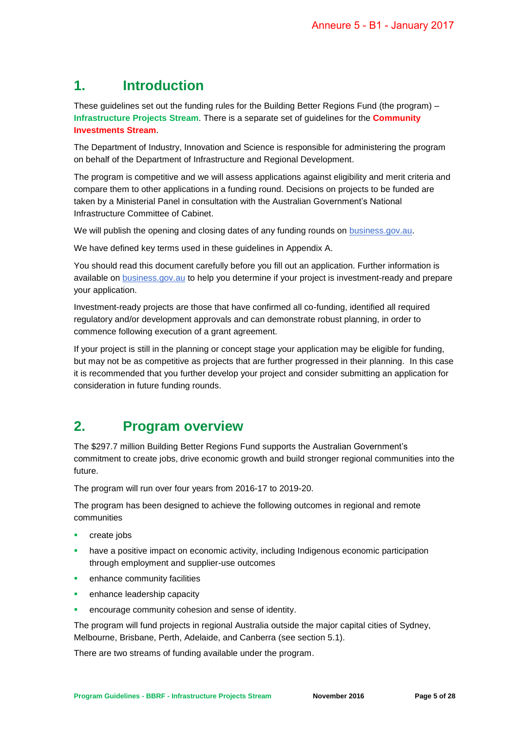# 1. Introduction

These guidelines set out the funding rules for the Building Better Regions Fund (the program) – **Infrastructure Projects Stream**. There is a separate set of guidelines for the **Community Investments Stream**.

The Department of Industry, Innovation and Science is responsible for administering the program on behalf of the Department of Infrastructure and Regional Development.

The program is competitive and we will assess applications against eligibility and merit criteria and compare them to other applications in a funding round. Decisions on projects to be funded are taken by a Ministerial Panel in consultation with the Australian Government's National Infrastructure Committee of Cabinet.

We will publish the opening and closing dates of any funding rounds on business.gov.au.

We have defined key terms used in these guidelines in Appendix A.

You should read this document carefully before you fill out an application. Further information is available on business.gov.au to help you determine if your project is investment-ready and prepare your application.

Investment-ready projects are those that have confirmed all co-funding, identified all required regulatory and/or development approvals and can demonstrate robust planning, in order to commence following execution of a grant agreement.

If your project is still in the planning or concept stage your application may be eligible for funding, but may not be as competitive as projects that are further progressed in their planning. In this case it is recommended that you further develop your project and consider submitting an application for consideration in future funding rounds.

# 2. Program overview

The $297.7 million Building Better Regions Fund supports the Australian Government's commitment to create jobs, drive economic growth and build stronger regional communities into the future.

The program will run over four years from 2016-17 to 2019-20.

The program has been designed to achieve the following outcomes in regional and remote communities

- create jobs
- have a positive impact on economic activity, including Indigenous economic participation through employment and supplier-use outcomes
- enhance community facilities
- enhance leadership capacity
- encourage community cohesion and sense of identity.

The program will fund projects in regional Australia outside the major capital cities of Sydney, Melbourne, Brisbane, Perth, Adelaide, and Canberra (see section 5.1).

There are two streams of funding available under the program.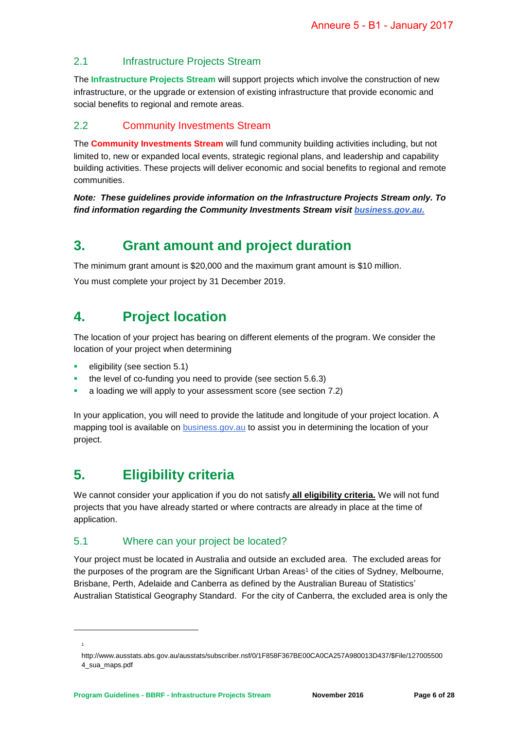### 2.1 Infrastructure Projects Stream

The **Infrastructure Projects Stream** will support projects which involve the construction of new infrastructure, or the upgrade or extension of existing infrastructure that provide economic and social benefits to regional and remote areas.

### 2.2 Community Investments Stream

The **Community Investments Stream** will fund community building activities including, but not limited to, new or expanded local events, strategic regional plans, and leadership and capability building activities. These projects will deliver economic and social benefits to regional and remote communities.

***Note: These guidelines provide information on the Infrastructure Projects Stream only. To find information regarding the Community Investments Stream visit [business.gov.au.](business.gov.au)***

## 3. Grant amount and project duration

The minimum grant amount is $20,000 and the maximum grant amount is $10 million.

You must complete your project by 31 December 2019.

## 4. Project location

The location of your project has bearing on different elements of the program. We consider the location of your project when determining

- eligibility (see section 5.1)
- the level of co-funding you need to provide (see section 5.6.3)
- a loading we will apply to your assessment score (see section 7.2)

In your application, you will need to provide the latitude and longitude of your project location. A mapping tool is available on [business.gov.au](business.gov.au) to assist you in determining the location of your project.

## 5. Eligibility criteria

We cannot consider your application if you do not satisfy **all eligibility criteria.** We will not fund projects that you have already started or where contracts are already in place at the time of application.

### 5.1 Where can your project be located?

Your project must be located in Australia and outside an excluded area. The excluded areas for the purposes of the program are the Significant Urban Areas[1] of the cities of Sydney, Melbourne, Brisbane, Perth, Adelaide and Canberra as defined by the Australian Bureau of Statistics' Australian Statistical Geography Standard. For the city of Canberra, the excluded area is only the

---

[1] http://www.ausstats.abs.gov.au/ausstats/subscriber.nsf/0/1F858F367BE00CA0CA257A980013D437/$File/1270055004_sua_maps.pdf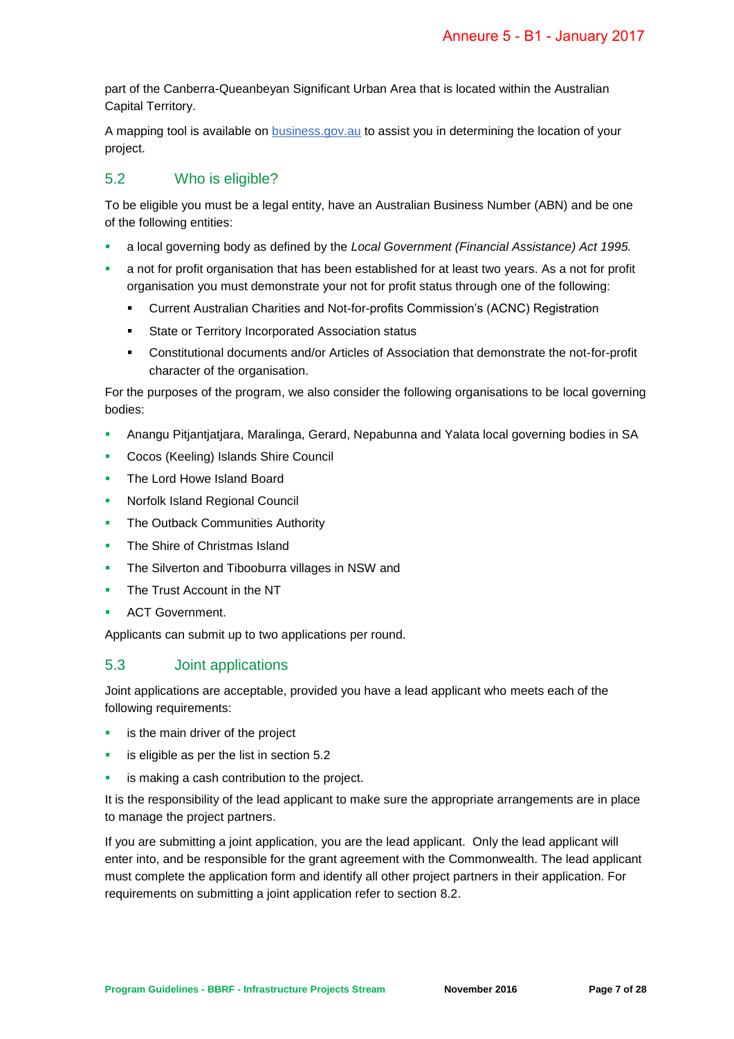part of the Canberra-Queanbeyan Significant Urban Area that is located within the Australian Capital Territory.

A mapping tool is available on [business.gov.au](business.gov.au) to assist you in determining the location of your project.

## 5.2 Who is eligible?

To be eligible you must be a legal entity, have an Australian Business Number (ABN) and be one of the following entities:

- a local governing body as defined by the *Local Government (Financial Assistance) Act 1995.*
- a not for profit organisation that has been established for at least two years. As a not for profit organisation you must demonstrate your not for profit status through one of the following:
  - Current Australian Charities and Not-for-profits Commission's (ACNC) Registration
  - State or Territory Incorporated Association status
  - Constitutional documents and/or Articles of Association that demonstrate the not-for-profit character of the organisation.

For the purposes of the program, we also consider the following organisations to be local governing bodies:

- Anangu Pitjantjatjara, Maralinga, Gerard, Nepabunna and Yalata local governing bodies in SA
- Cocos (Keeling) Islands Shire Council
- The Lord Howe Island Board
- Norfolk Island Regional Council
- The Outback Communities Authority
- The Shire of Christmas Island
- The Silverton and Tibooburra villages in NSW and
- The Trust Account in the NT
- ACT Government.

Applicants can submit up to two applications per round.

## 5.3 Joint applications

Joint applications are acceptable, provided you have a lead applicant who meets each of the following requirements:

- is the main driver of the project
- is eligible as per the list in section 5.2
- is making a cash contribution to the project.

It is the responsibility of the lead applicant to make sure the appropriate arrangements are in place to manage the project partners.

If you are submitting a joint application, you are the lead applicant. Only the lead applicant will enter into, and be responsible for the grant agreement with the Commonwealth. The lead applicant must complete the application form and identify all other project partners in their application. For requirements on submitting a joint application refer to section 8.2.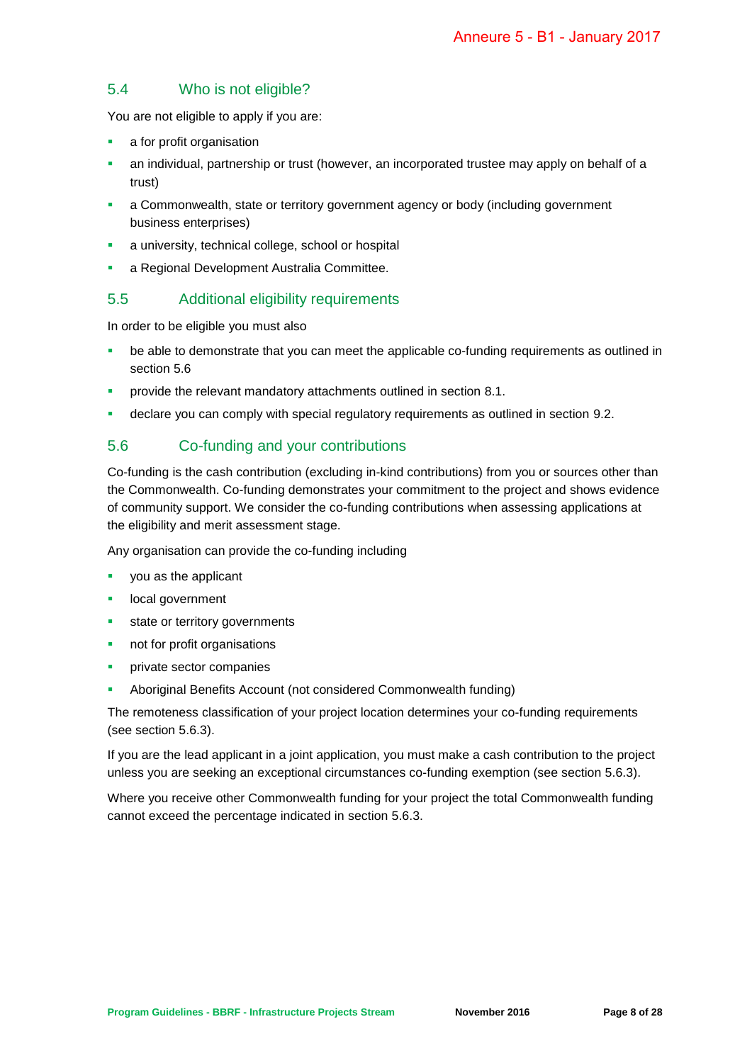## 5.4 Who is not eligible?

You are not eligible to apply if you are:

- a for profit organisation
- an individual, partnership or trust (however, an incorporated trustee may apply on behalf of a trust)
- a Commonwealth, state or territory government agency or body (including government business enterprises)
- a university, technical college, school or hospital
- a Regional Development Australia Committee.

## 5.5 Additional eligibility requirements

In order to be eligible you must also

- be able to demonstrate that you can meet the applicable co-funding requirements as outlined in section 5.6
- provide the relevant mandatory attachments outlined in section 8.1.
- declare you can comply with special regulatory requirements as outlined in section 9.2.

## 5.6 Co-funding and your contributions

Co-funding is the cash contribution (excluding in-kind contributions) from you or sources other than the Commonwealth. Co-funding demonstrates your commitment to the project and shows evidence of community support. We consider the co-funding contributions when assessing applications at the eligibility and merit assessment stage.

Any organisation can provide the co-funding including

- you as the applicant
- local government
- state or territory governments
- not for profit organisations
- private sector companies
- Aboriginal Benefits Account (not considered Commonwealth funding)

The remoteness classification of your project location determines your co-funding requirements (see section 5.6.3).

If you are the lead applicant in a joint application, you must make a cash contribution to the project unless you are seeking an exceptional circumstances co-funding exemption (see section 5.6.3).

Where you receive other Commonwealth funding for your project the total Commonwealth funding cannot exceed the percentage indicated in section 5.6.3.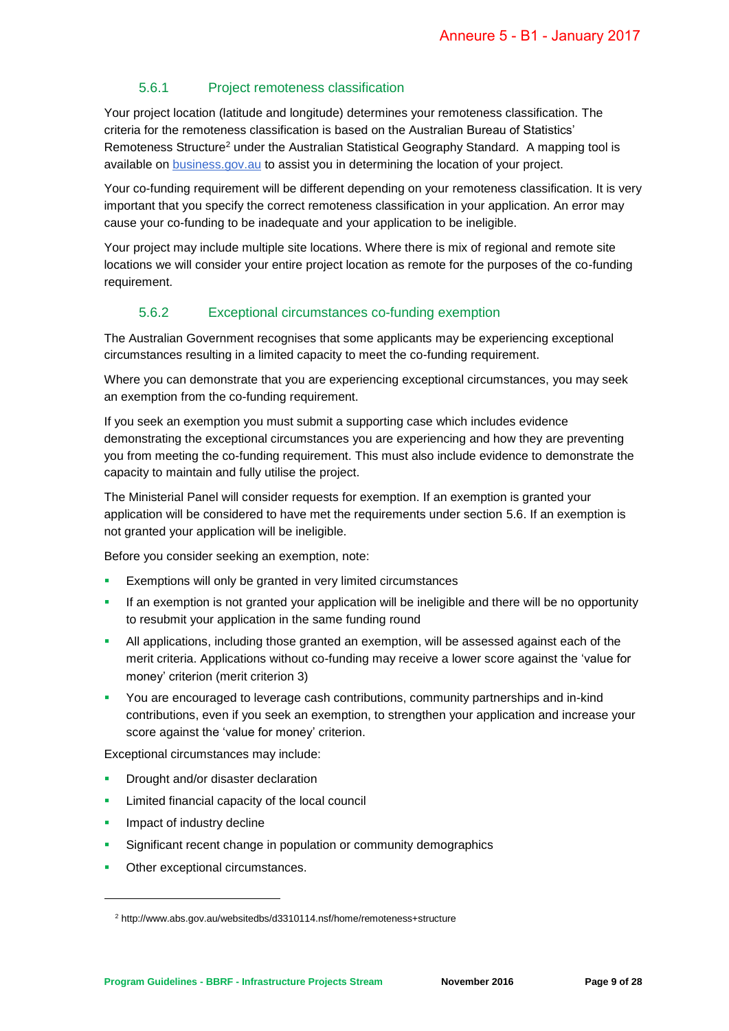#### 5.6.1 Project remoteness classification

Your project location (latitude and longitude) determines your remoteness classification. The criteria for the remoteness classification is based on the Australian Bureau of Statistics' Remoteness Structure[2] under the Australian Statistical Geography Standard. A mapping tool is available on [business.gov.au](business.gov.au) to assist you in determining the location of your project.

Your co-funding requirement will be different depending on your remoteness classification. It is very important that you specify the correct remoteness classification in your application. An error may cause your co-funding to be inadequate and your application to be ineligible.

Your project may include multiple site locations. Where there is mix of regional and remote site locations we will consider your entire project location as remote for the purposes of the co-funding requirement.

#### 5.6.2 Exceptional circumstances co-funding exemption

The Australian Government recognises that some applicants may be experiencing exceptional circumstances resulting in a limited capacity to meet the co-funding requirement.

Where you can demonstrate that you are experiencing exceptional circumstances, you may seek an exemption from the co-funding requirement.

If you seek an exemption you must submit a supporting case which includes evidence demonstrating the exceptional circumstances you are experiencing and how they are preventing you from meeting the co-funding requirement. This must also include evidence to demonstrate the capacity to maintain and fully utilise the project.

The Ministerial Panel will consider requests for exemption. If an exemption is granted your application will be considered to have met the requirements under section 5.6. If an exemption is not granted your application will be ineligible.

Before you consider seeking an exemption, note:

- Exemptions will only be granted in very limited circumstances
- If an exemption is not granted your application will be ineligible and there will be no opportunity to resubmit your application in the same funding round
- All applications, including those granted an exemption, will be assessed against each of the merit criteria. Applications without co-funding may receive a lower score against the 'value for money' criterion (merit criterion 3)
- You are encouraged to leverage cash contributions, community partnerships and in-kind contributions, even if you seek an exemption, to strengthen your application and increase your score against the 'value for money' criterion.

Exceptional circumstances may include:

- Drought and/or disaster declaration
- Limited financial capacity of the local council
- Impact of industry decline
- Significant recent change in population or community demographics
- Other exceptional circumstances.

---

[2] http://www.abs.gov.au/websitedbs/d3310114.nsf/home/remoteness+structure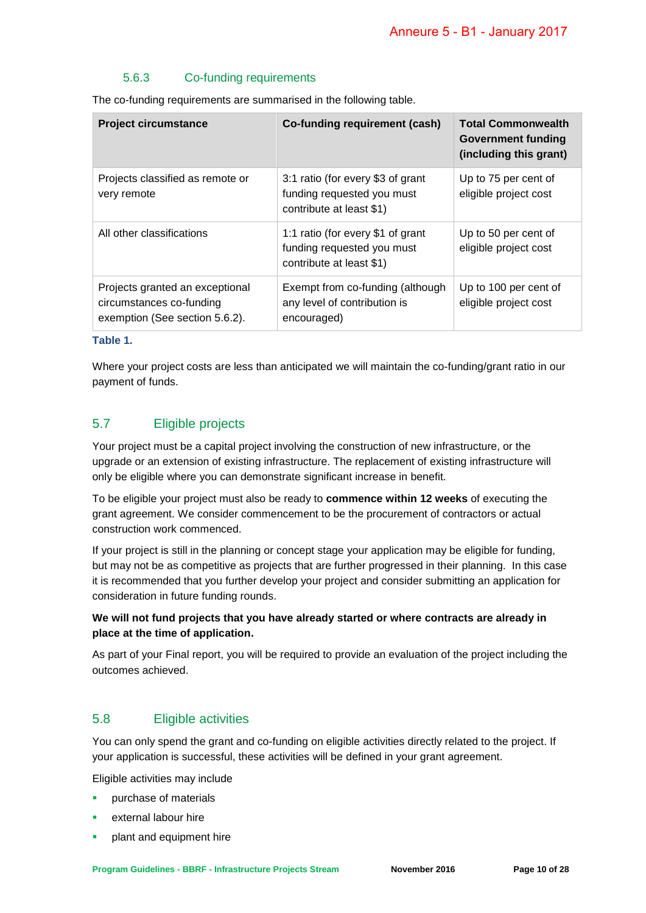### 5.6.3 Co-funding requirements

The co-funding requirements are summarised in the following table.

| Project circumstance | Co-funding requirement (cash) | Total Commonwealth Government funding (including this grant) |
|---|---|---|
| Projects classified as remote or very remote | 3:1 ratio (for every $3 of grant funding requested you must contribute at least $1) | Up to 75 per cent of eligible project cost |
| All other classifications | 1:1 ratio (for every $1 of grant funding requested you must contribute at least $1) | Up to 50 per cent of eligible project cost |
| Projects granted an exceptional circumstances co-funding exemption (See section 5.6.2). | Exempt from co-funding (although any level of contribution is encouraged) | Up to 100 per cent of eligible project cost |

**Table 1.**

Where your project costs are less than anticipated we will maintain the co-funding/grant ratio in our payment of funds.

## 5.7 Eligible projects

Your project must be a capital project involving the construction of new infrastructure, or the upgrade or an extension of existing infrastructure. The replacement of existing infrastructure will only be eligible where you can demonstrate significant increase in benefit.

To be eligible your project must also be ready to **commence within 12 weeks** of executing the grant agreement. We consider commencement to be the procurement of contractors or actual construction work commenced.

If your project is still in the planning or concept stage your application may be eligible for funding, but may not be as competitive as projects that are further progressed in their planning. In this case it is recommended that you further develop your project and consider submitting an application for consideration in future funding rounds.

**We will not fund projects that you have already started or where contracts are already in place at the time of application.**

As part of your Final report, you will be required to provide an evaluation of the project including the outcomes achieved.

## 5.8 Eligible activities

You can only spend the grant and co-funding on eligible activities directly related to the project. If your application is successful, these activities will be defined in your grant agreement.

Eligible activities may include

- purchase of materials
- external labour hire
- plant and equipment hire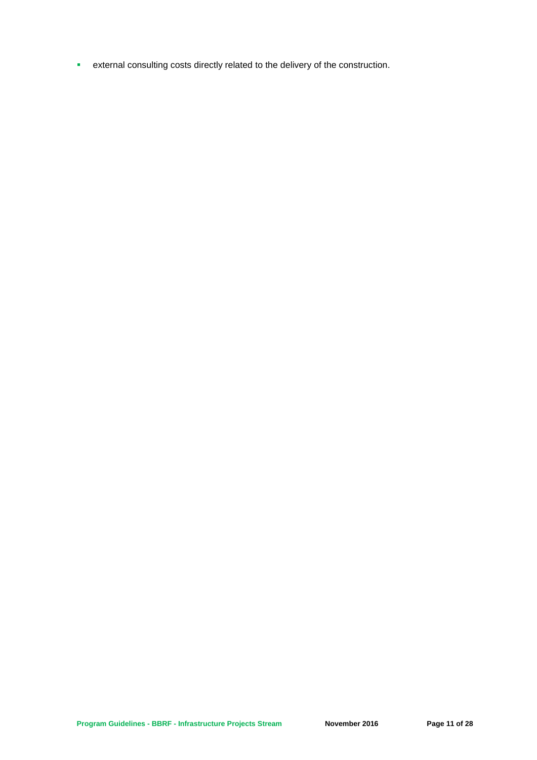- external consulting costs directly related to the delivery of the construction.